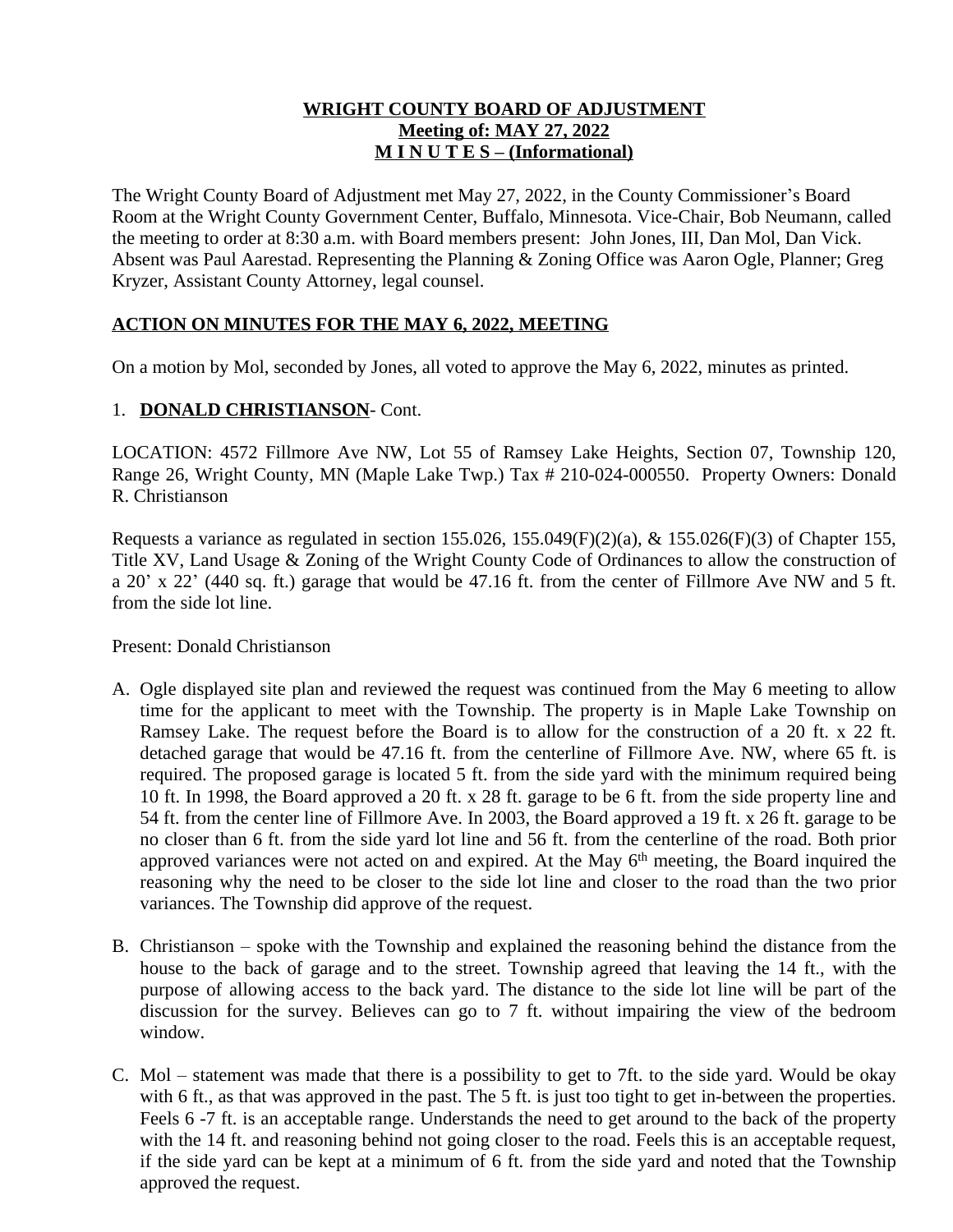# WRIGHT COUNTY BOARD OF ADJUSTMENT
## Meeting of: MAY 27, 2022
## M I N U T E S – (Informational)

The Wright County Board of Adjustment met May 27, 2022, in the County Commissioner's Board Room at the Wright County Government Center, Buffalo, Minnesota. Vice-Chair, Bob Neumann, called the meeting to order at 8:30 a.m. with Board members present: John Jones, III, Dan Mol, Dan Vick. Absent was Paul Aarestad. Representing the Planning & Zoning Office was Aaron Ogle, Planner; Greg Kryzer, Assistant County Attorney, legal counsel.

## ACTION ON MINUTES FOR THE MAY 6, 2022, MEETING

On a motion by Mol, seconded by Jones, all voted to approve the May 6, 2022, minutes as printed.

1. **DONALD CHRISTIANSON**- Cont.

LOCATION: 4572 Fillmore Ave NW, Lot 55 of Ramsey Lake Heights, Section 07, Township 120, Range 26, Wright County, MN (Maple Lake Twp.) Tax # 210-024-000550. Property Owners: Donald R. Christianson

Requests a variance as regulated in section 155.026, 155.049(F)(2)(a), & 155.026(F)(3) of Chapter 155, Title XV, Land Usage & Zoning of the Wright County Code of Ordinances to allow the construction of a 20' x 22' (440 sq. ft.) garage that would be 47.16 ft. from the center of Fillmore Ave NW and 5 ft. from the side lot line.

Present: Donald Christianson

A. Ogle displayed site plan and reviewed the request was continued from the May 6 meeting to allow time for the applicant to meet with the Township. The property is in Maple Lake Township on Ramsey Lake. The request before the Board is to allow for the construction of a 20 ft. x 22 ft. detached garage that would be 47.16 ft. from the centerline of Fillmore Ave. NW, where 65 ft. is required. The proposed garage is located 5 ft. from the side yard with the minimum required being 10 ft. In 1998, the Board approved a 20 ft. x 28 ft. garage to be 6 ft. from the side property line and 54 ft. from the center line of Fillmore Ave. In 2003, the Board approved a 19 ft. x 26 ft. garage to be no closer than 6 ft. from the side yard lot line and 56 ft. from the centerline of the road. Both prior approved variances were not acted on and expired. At the May 6th meeting, the Board inquired the reasoning why the need to be closer to the side lot line and closer to the road than the two prior variances. The Township did approve of the request.

B. Christianson – spoke with the Township and explained the reasoning behind the distance from the house to the back of garage and to the street. Township agreed that leaving the 14 ft., with the purpose of allowing access to the back yard. The distance to the side lot line will be part of the discussion for the survey. Believes can go to 7 ft. without impairing the view of the bedroom window.

C. Mol – statement was made that there is a possibility to get to 7ft. to the side yard. Would be okay with 6 ft., as that was approved in the past. The 5 ft. is just too tight to get in-between the properties. Feels 6 -7 ft. is an acceptable range. Understands the need to get around to the back of the property with the 14 ft. and reasoning behind not going closer to the road. Feels this is an acceptable request, if the side yard can be kept at a minimum of 6 ft. from the side yard and noted that the Township approved the request.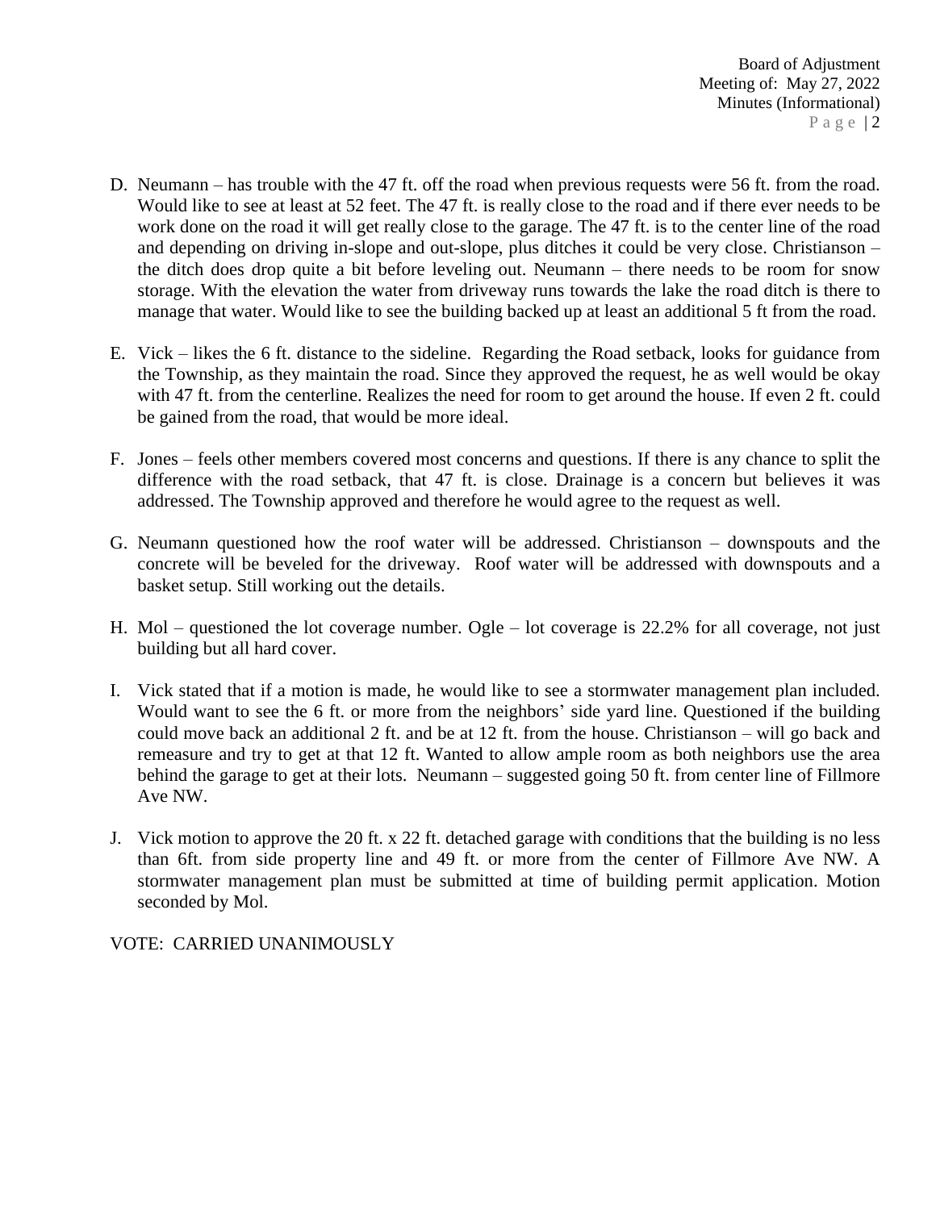D. Neumann – has trouble with the 47 ft. off the road when previous requests were 56 ft. from the road. Would like to see at least at 52 feet. The 47 ft. is really close to the road and if there ever needs to be work done on the road it will get really close to the garage. The 47 ft. is to the center line of the road and depending on driving in-slope and out-slope, plus ditches it could be very close. Christianson – the ditch does drop quite a bit before leveling out. Neumann – there needs to be room for snow storage. With the elevation the water from driveway runs towards the lake the road ditch is there to manage that water. Would like to see the building backed up at least an additional 5 ft from the road.

E. Vick – likes the 6 ft. distance to the sideline. Regarding the Road setback, looks for guidance from the Township, as they maintain the road. Since they approved the request, he as well would be okay with 47 ft. from the centerline. Realizes the need for room to get around the house. If even 2 ft. could be gained from the road, that would be more ideal.

F. Jones – feels other members covered most concerns and questions. If there is any chance to split the difference with the road setback, that 47 ft. is close. Drainage is a concern but believes it was addressed. The Township approved and therefore he would agree to the request as well.

G. Neumann questioned how the roof water will be addressed. Christianson – downspouts and the concrete will be beveled for the driveway. Roof water will be addressed with downspouts and a basket setup. Still working out the details.

H. Mol – questioned the lot coverage number. Ogle – lot coverage is 22.2% for all coverage, not just building but all hard cover.

I. Vick stated that if a motion is made, he would like to see a stormwater management plan included. Would want to see the 6 ft. or more from the neighbors' side yard line. Questioned if the building could move back an additional 2 ft. and be at 12 ft. from the house. Christianson – will go back and remeasure and try to get at that 12 ft. Wanted to allow ample room as both neighbors use the area behind the garage to get at their lots. Neumann – suggested going 50 ft. from center line of Fillmore Ave NW.

J. Vick motion to approve the 20 ft. x 22 ft. detached garage with conditions that the building is no less than 6ft. from side property line and 49 ft. or more from the center of Fillmore Ave NW. A stormwater management plan must be submitted at time of building permit application. Motion seconded by Mol.

VOTE: CARRIED UNANIMOUSLY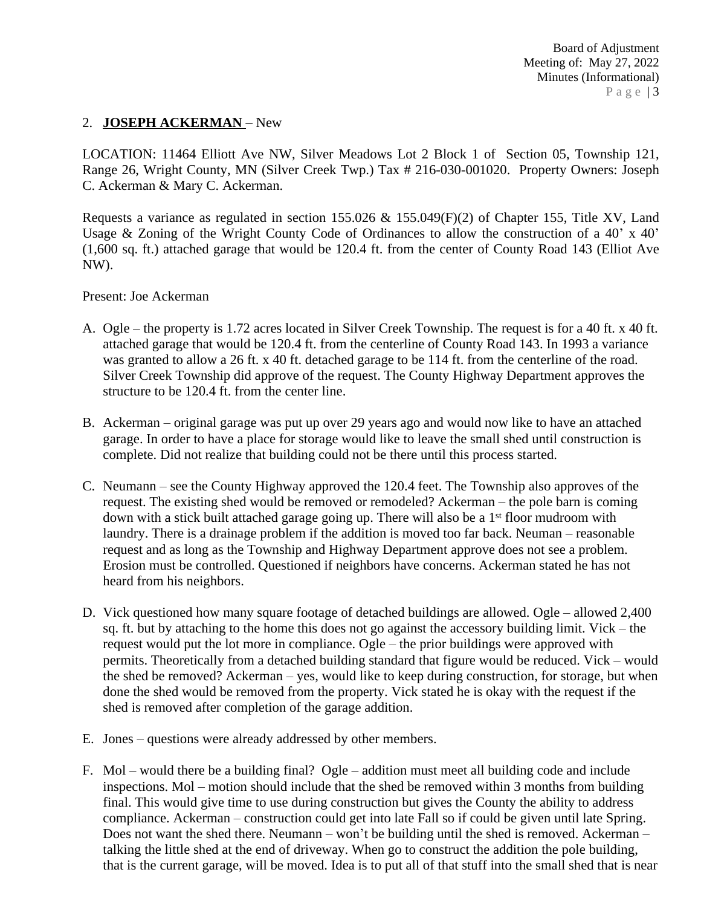2. **JOSEPH ACKERMAN** – New

LOCATION: 11464 Elliott Ave NW, Silver Meadows Lot 2 Block 1 of Section 05, Township 121, Range 26, Wright County, MN (Silver Creek Twp.) Tax # 216-030-001020. Property Owners: Joseph C. Ackerman & Mary C. Ackerman.

Requests a variance as regulated in section 155.026 & 155.049(F)(2) of Chapter 155, Title XV, Land Usage & Zoning of the Wright County Code of Ordinances to allow the construction of a 40' x 40' (1,600 sq. ft.) attached garage that would be 120.4 ft. from the center of County Road 143 (Elliot Ave NW).

Present: Joe Ackerman

A. Ogle – the property is 1.72 acres located in Silver Creek Township. The request is for a 40 ft. x 40 ft. attached garage that would be 120.4 ft. from the centerline of County Road 143. In 1993 a variance was granted to allow a 26 ft. x 40 ft. detached garage to be 114 ft. from the centerline of the road. Silver Creek Township did approve of the request. The County Highway Department approves the structure to be 120.4 ft. from the center line.

B. Ackerman – original garage was put up over 29 years ago and would now like to have an attached garage. In order to have a place for storage would like to leave the small shed until construction is complete. Did not realize that building could not be there until this process started.

C. Neumann – see the County Highway approved the 120.4 feet. The Township also approves of the request. The existing shed would be removed or remodeled? Ackerman – the pole barn is coming down with a stick built attached garage going up. There will also be a 1st floor mudroom with laundry. There is a drainage problem if the addition is moved too far back. Neuman – reasonable request and as long as the Township and Highway Department approve does not see a problem. Erosion must be controlled. Questioned if neighbors have concerns. Ackerman stated he has not heard from his neighbors.

D. Vick questioned how many square footage of detached buildings are allowed. Ogle – allowed 2,400 sq. ft. but by attaching to the home this does not go against the accessory building limit. Vick – the request would put the lot more in compliance. Ogle – the prior buildings were approved with permits. Theoretically from a detached building standard that figure would be reduced. Vick – would the shed be removed? Ackerman – yes, would like to keep during construction, for storage, but when done the shed would be removed from the property. Vick stated he is okay with the request if the shed is removed after completion of the garage addition.

E. Jones – questions were already addressed by other members.

F. Mol – would there be a building final? Ogle – addition must meet all building code and include inspections. Mol – motion should include that the shed be removed within 3 months from building final. This would give time to use during construction but gives the County the ability to address compliance. Ackerman – construction could get into late Fall so if could be given until late Spring. Does not want the shed there. Neumann – won't be building until the shed is removed. Ackerman – talking the little shed at the end of driveway. When go to construct the addition the pole building, that is the current garage, will be moved. Idea is to put all of that stuff into the small shed that is near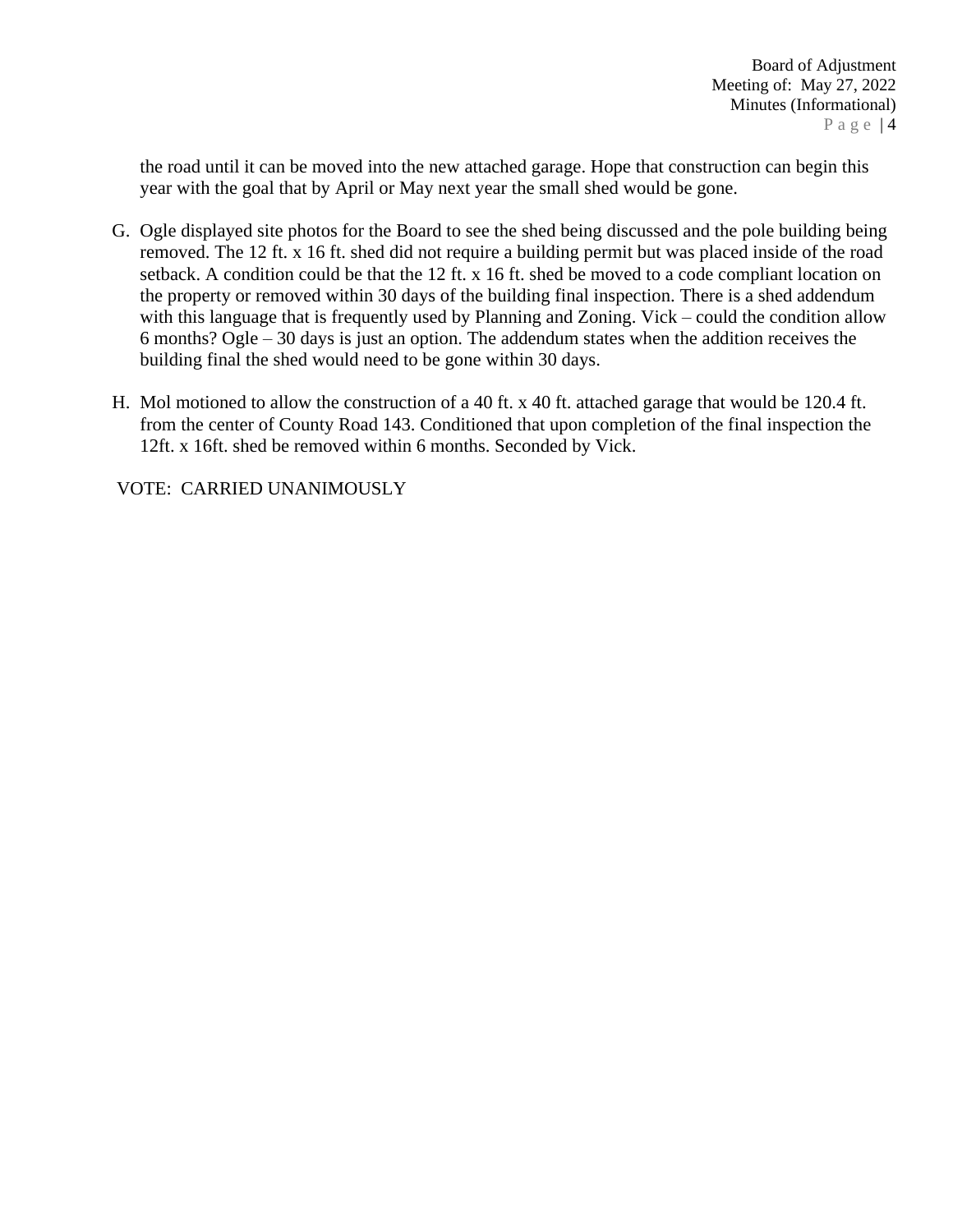the road until it can be moved into the new attached garage. Hope that construction can begin this year with the goal that by April or May next year the small shed would be gone.

G. Ogle displayed site photos for the Board to see the shed being discussed and the pole building being removed. The 12 ft. x 16 ft. shed did not require a building permit but was placed inside of the road setback. A condition could be that the 12 ft. x 16 ft. shed be moved to a code compliant location on the property or removed within 30 days of the building final inspection. There is a shed addendum with this language that is frequently used by Planning and Zoning. Vick – could the condition allow 6 months? Ogle – 30 days is just an option. The addendum states when the addition receives the building final the shed would need to be gone within 30 days.

H. Mol motioned to allow the construction of a 40 ft. x 40 ft. attached garage that would be 120.4 ft. from the center of County Road 143. Conditioned that upon completion of the final inspection the 12ft. x 16ft. shed be removed within 6 months. Seconded by Vick.

VOTE: CARRIED UNANIMOUSLY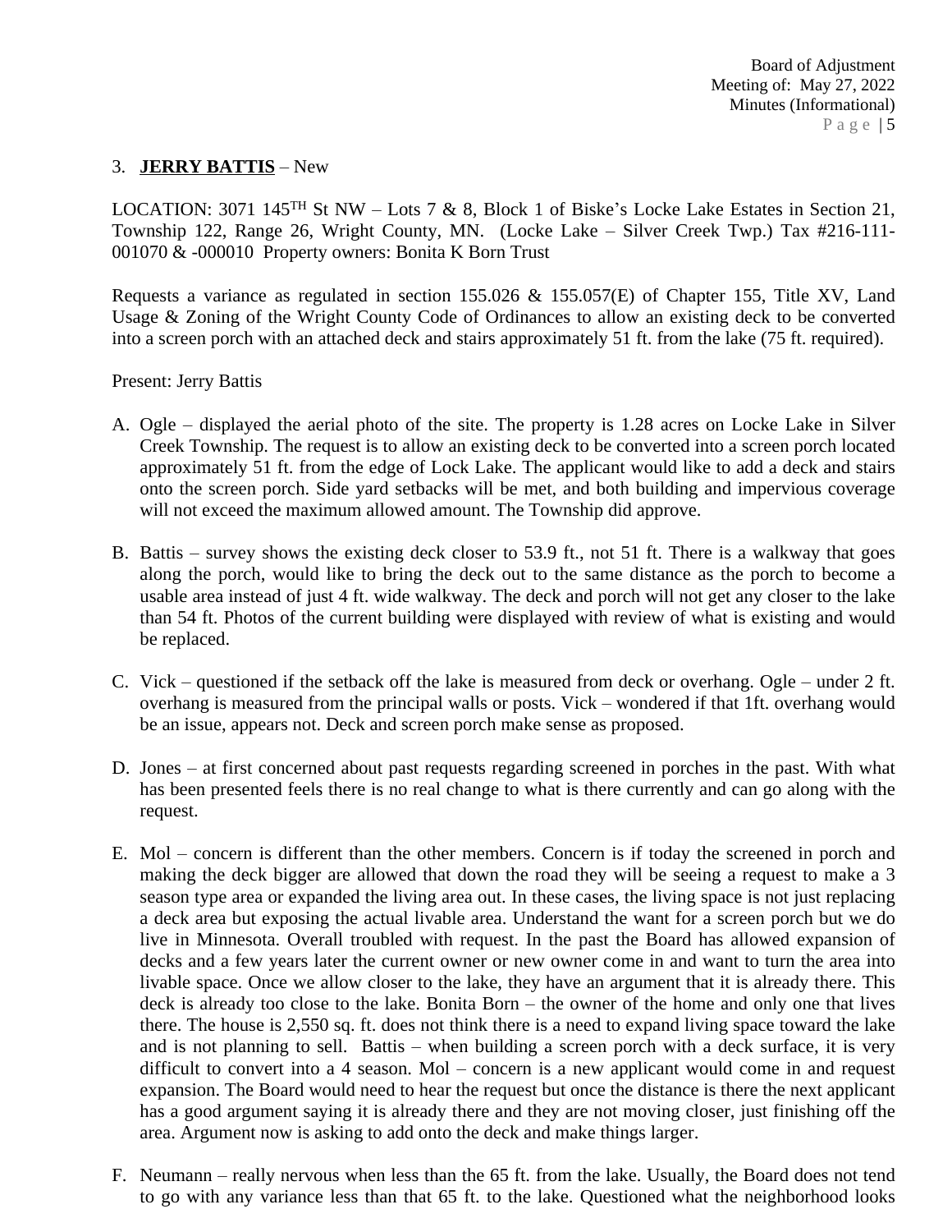3. **JERRY BATTIS** – New

LOCATION: 3071 145TH St NW – Lots 7 & 8, Block 1 of Biske's Locke Lake Estates in Section 21, Township 122, Range 26, Wright County, MN. (Locke Lake – Silver Creek Twp.) Tax #216-111-001070 & -000010 Property owners: Bonita K Born Trust

Requests a variance as regulated in section 155.026 & 155.057(E) of Chapter 155, Title XV, Land Usage & Zoning of the Wright County Code of Ordinances to allow an existing deck to be converted into a screen porch with an attached deck and stairs approximately 51 ft. from the lake (75 ft. required).

Present: Jerry Battis

A. Ogle – displayed the aerial photo of the site. The property is 1.28 acres on Locke Lake in Silver Creek Township. The request is to allow an existing deck to be converted into a screen porch located approximately 51 ft. from the edge of Lock Lake. The applicant would like to add a deck and stairs onto the screen porch. Side yard setbacks will be met, and both building and impervious coverage will not exceed the maximum allowed amount. The Township did approve.

B. Battis – survey shows the existing deck closer to 53.9 ft., not 51 ft. There is a walkway that goes along the porch, would like to bring the deck out to the same distance as the porch to become a usable area instead of just 4 ft. wide walkway. The deck and porch will not get any closer to the lake than 54 ft. Photos of the current building were displayed with review of what is existing and would be replaced.

C. Vick – questioned if the setback off the lake is measured from deck or overhang. Ogle – under 2 ft. overhang is measured from the principal walls or posts. Vick – wondered if that 1ft. overhang would be an issue, appears not. Deck and screen porch make sense as proposed.

D. Jones – at first concerned about past requests regarding screened in porches in the past. With what has been presented feels there is no real change to what is there currently and can go along with the request.

E. Mol – concern is different than the other members. Concern is if today the screened in porch and making the deck bigger are allowed that down the road they will be seeing a request to make a 3 season type area or expanded the living area out. In these cases, the living space is not just replacing a deck area but exposing the actual livable area. Understand the want for a screen porch but we do live in Minnesota. Overall troubled with request. In the past the Board has allowed expansion of decks and a few years later the current owner or new owner come in and want to turn the area into livable space. Once we allow closer to the lake, they have an argument that it is already there. This deck is already too close to the lake. Bonita Born – the owner of the home and only one that lives there. The house is 2,550 sq. ft. does not think there is a need to expand living space toward the lake and is not planning to sell. Battis – when building a screen porch with a deck surface, it is very difficult to convert into a 4 season. Mol – concern is a new applicant would come in and request expansion. The Board would need to hear the request but once the distance is there the next applicant has a good argument saying it is already there and they are not moving closer, just finishing off the area. Argument now is asking to add onto the deck and make things larger.

F. Neumann – really nervous when less than the 65 ft. from the lake. Usually, the Board does not tend to go with any variance less than that 65 ft. to the lake. Questioned what the neighborhood looks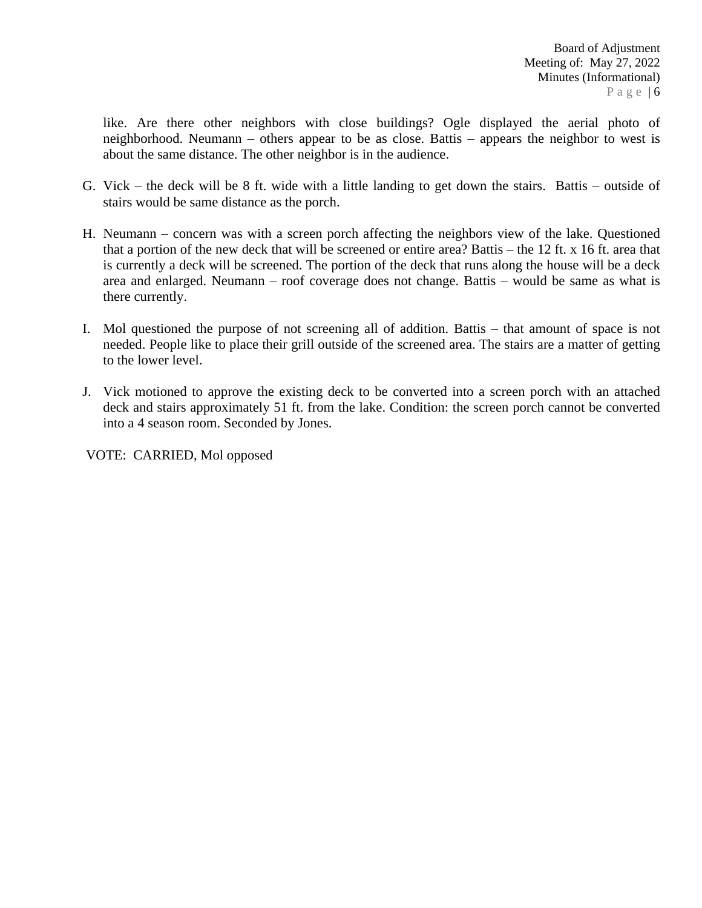like. Are there other neighbors with close buildings? Ogle displayed the aerial photo of neighborhood. Neumann – others appear to be as close. Battis – appears the neighbor to west is about the same distance. The other neighbor is in the audience.

G. Vick – the deck will be 8 ft. wide with a little landing to get down the stairs. Battis – outside of stairs would be same distance as the porch.

H. Neumann – concern was with a screen porch affecting the neighbors view of the lake. Questioned that a portion of the new deck that will be screened or entire area? Battis – the 12 ft. x 16 ft. area that is currently a deck will be screened. The portion of the deck that runs along the house will be a deck area and enlarged. Neumann – roof coverage does not change. Battis – would be same as what is there currently.

I. Mol questioned the purpose of not screening all of addition. Battis – that amount of space is not needed. People like to place their grill outside of the screened area. The stairs are a matter of getting to the lower level.

J. Vick motioned to approve the existing deck to be converted into a screen porch with an attached deck and stairs approximately 51 ft. from the lake. Condition: the screen porch cannot be converted into a 4 season room. Seconded by Jones.

VOTE: CARRIED, Mol opposed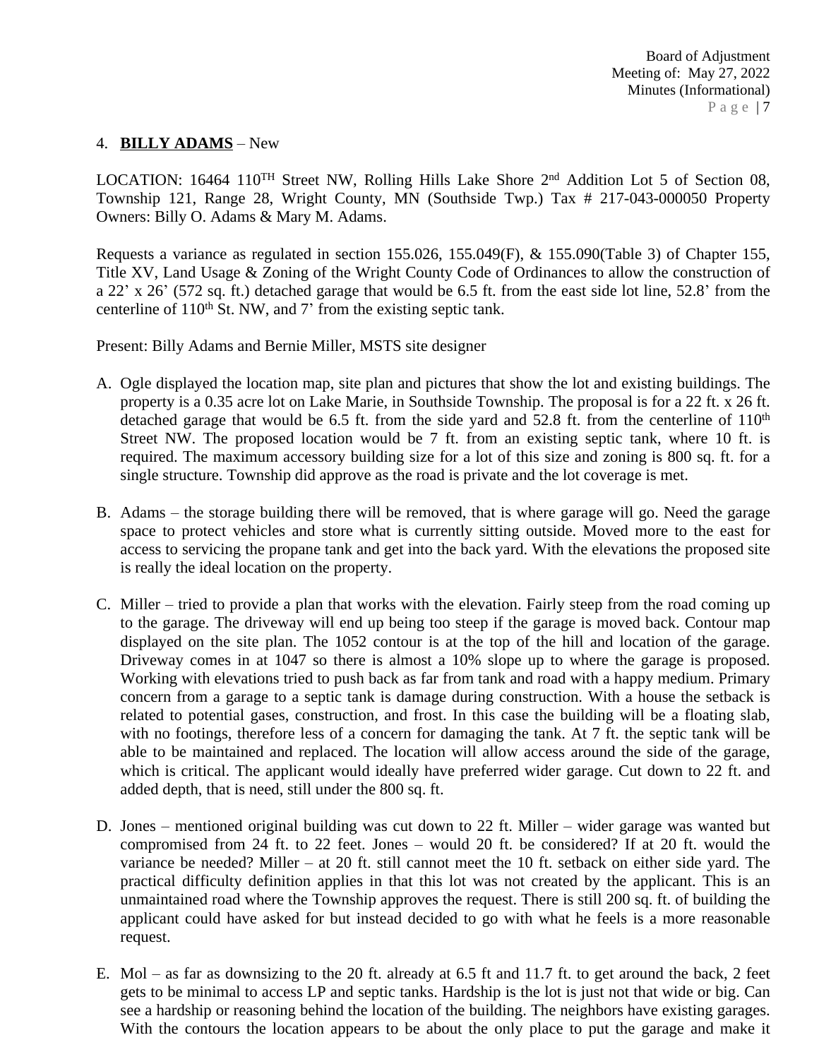4. **BILLY ADAMS** – New

LOCATION: 16464 110TH Street NW, Rolling Hills Lake Shore 2nd Addition Lot 5 of Section 08, Township 121, Range 28, Wright County, MN (Southside Twp.) Tax # 217-043-000050 Property Owners: Billy O. Adams & Mary M. Adams.

Requests a variance as regulated in section 155.026, 155.049(F), & 155.090(Table 3) of Chapter 155, Title XV, Land Usage & Zoning of the Wright County Code of Ordinances to allow the construction of a 22' x 26' (572 sq. ft.) detached garage that would be 6.5 ft. from the east side lot line, 52.8' from the centerline of 110th St. NW, and 7' from the existing septic tank.

Present: Billy Adams and Bernie Miller, MSTS site designer

A. Ogle displayed the location map, site plan and pictures that show the lot and existing buildings. The property is a 0.35 acre lot on Lake Marie, in Southside Township. The proposal is for a 22 ft. x 26 ft. detached garage that would be 6.5 ft. from the side yard and 52.8 ft. from the centerline of 110th Street NW. The proposed location would be 7 ft. from an existing septic tank, where 10 ft. is required. The maximum accessory building size for a lot of this size and zoning is 800 sq. ft. for a single structure. Township did approve as the road is private and the lot coverage is met.

B. Adams – the storage building there will be removed, that is where garage will go. Need the garage space to protect vehicles and store what is currently sitting outside. Moved more to the east for access to servicing the propane tank and get into the back yard. With the elevations the proposed site is really the ideal location on the property.

C. Miller – tried to provide a plan that works with the elevation. Fairly steep from the road coming up to the garage. The driveway will end up being too steep if the garage is moved back. Contour map displayed on the site plan. The 1052 contour is at the top of the hill and location of the garage. Driveway comes in at 1047 so there is almost a 10% slope up to where the garage is proposed. Working with elevations tried to push back as far from tank and road with a happy medium. Primary concern from a garage to a septic tank is damage during construction. With a house the setback is related to potential gases, construction, and frost. In this case the building will be a floating slab, with no footings, therefore less of a concern for damaging the tank. At 7 ft. the septic tank will be able to be maintained and replaced. The location will allow access around the side of the garage, which is critical. The applicant would ideally have preferred wider garage. Cut down to 22 ft. and added depth, that is need, still under the 800 sq. ft.

D. Jones – mentioned original building was cut down to 22 ft. Miller – wider garage was wanted but compromised from 24 ft. to 22 feet. Jones – would 20 ft. be considered? If at 20 ft. would the variance be needed? Miller – at 20 ft. still cannot meet the 10 ft. setback on either side yard. The practical difficulty definition applies in that this lot was not created by the applicant. This is an unmaintained road where the Township approves the request. There is still 200 sq. ft. of building the applicant could have asked for but instead decided to go with what he feels is a more reasonable request.

E. Mol – as far as downsizing to the 20 ft. already at 6.5 ft and 11.7 ft. to get around the back, 2 feet gets to be minimal to access LP and septic tanks. Hardship is the lot is just not that wide or big. Can see a hardship or reasoning behind the location of the building. The neighbors have existing garages. With the contours the location appears to be about the only place to put the garage and make it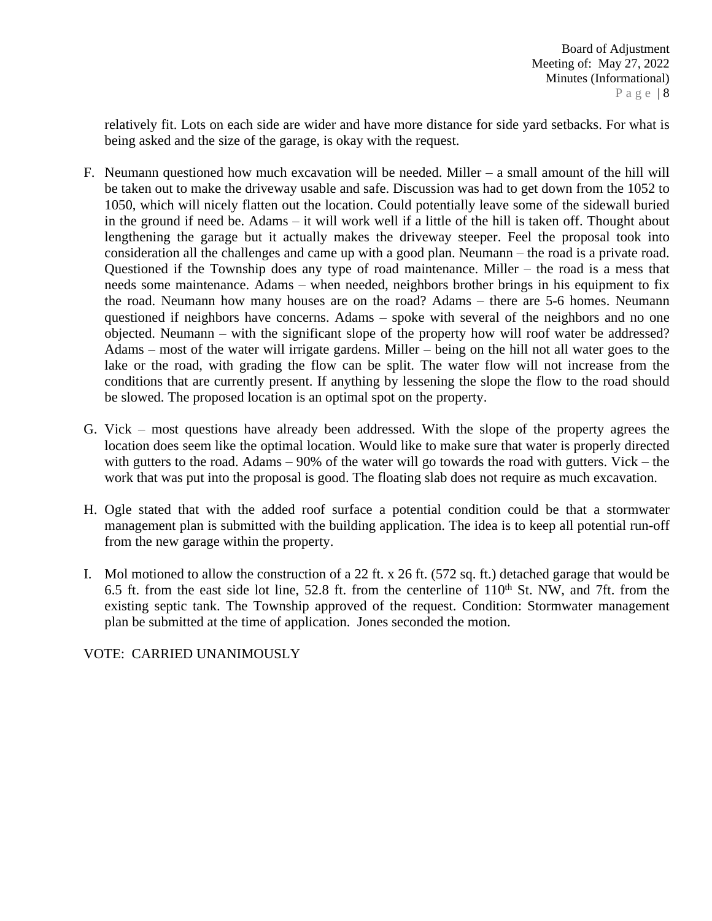relatively fit. Lots on each side are wider and have more distance for side yard setbacks. For what is being asked and the size of the garage, is okay with the request.

F. Neumann questioned how much excavation will be needed. Miller – a small amount of the hill will be taken out to make the driveway usable and safe. Discussion was had to get down from the 1052 to 1050, which will nicely flatten out the location. Could potentially leave some of the sidewall buried in the ground if need be. Adams – it will work well if a little of the hill is taken off. Thought about lengthening the garage but it actually makes the driveway steeper. Feel the proposal took into consideration all the challenges and came up with a good plan. Neumann – the road is a private road. Questioned if the Township does any type of road maintenance. Miller – the road is a mess that needs some maintenance. Adams – when needed, neighbors brother brings in his equipment to fix the road. Neumann how many houses are on the road? Adams – there are 5-6 homes. Neumann questioned if neighbors have concerns. Adams – spoke with several of the neighbors and no one objected. Neumann – with the significant slope of the property how will roof water be addressed? Adams – most of the water will irrigate gardens. Miller – being on the hill not all water goes to the lake or the road, with grading the flow can be split. The water flow will not increase from the conditions that are currently present. If anything by lessening the slope the flow to the road should be slowed. The proposed location is an optimal spot on the property.

G. Vick – most questions have already been addressed. With the slope of the property agrees the location does seem like the optimal location. Would like to make sure that water is properly directed with gutters to the road. Adams – 90% of the water will go towards the road with gutters. Vick – the work that was put into the proposal is good. The floating slab does not require as much excavation.

H. Ogle stated that with the added roof surface a potential condition could be that a stormwater management plan is submitted with the building application. The idea is to keep all potential run-off from the new garage within the property.

I. Mol motioned to allow the construction of a 22 ft. x 26 ft. (572 sq. ft.) detached garage that would be 6.5 ft. from the east side lot line, 52.8 ft. from the centerline of 110th St. NW, and 7ft. from the existing septic tank. The Township approved of the request. Condition: Stormwater management plan be submitted at the time of application. Jones seconded the motion.

VOTE: CARRIED UNANIMOUSLY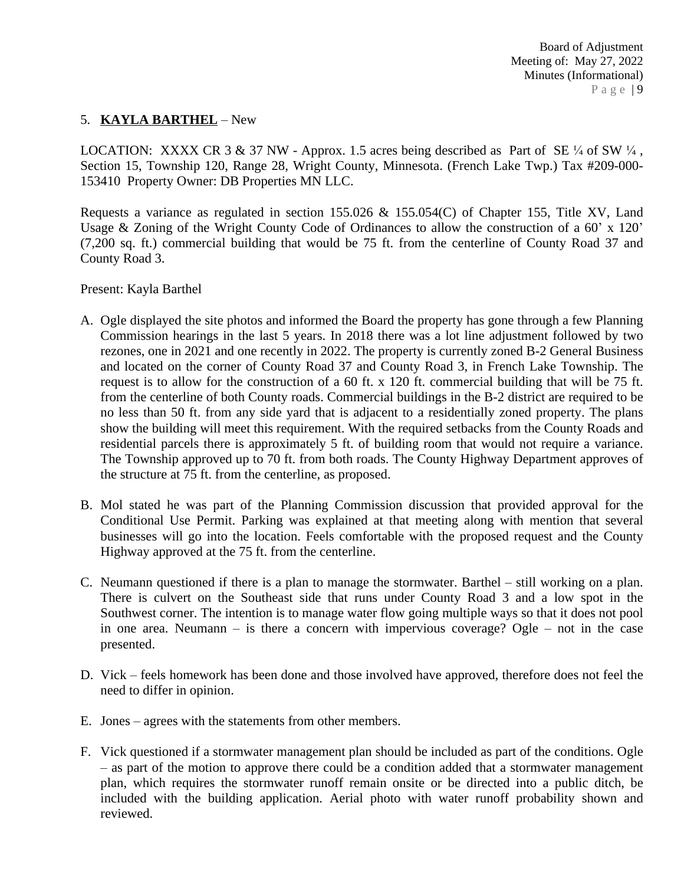5. **KAYLA BARTHEL** – New

LOCATION: XXXX CR 3 & 37 NW - Approx. 1.5 acres being described as Part of SE ¼ of SW ¼ , Section 15, Township 120, Range 28, Wright County, Minnesota. (French Lake Twp.) Tax #209-000-153410 Property Owner: DB Properties MN LLC.

Requests a variance as regulated in section 155.026 & 155.054(C) of Chapter 155, Title XV, Land Usage & Zoning of the Wright County Code of Ordinances to allow the construction of a 60' x 120' (7,200 sq. ft.) commercial building that would be 75 ft. from the centerline of County Road 37 and County Road 3.

Present: Kayla Barthel

A. Ogle displayed the site photos and informed the Board the property has gone through a few Planning Commission hearings in the last 5 years. In 2018 there was a lot line adjustment followed by two rezones, one in 2021 and one recently in 2022. The property is currently zoned B-2 General Business and located on the corner of County Road 37 and County Road 3, in French Lake Township. The request is to allow for the construction of a 60 ft. x 120 ft. commercial building that will be 75 ft. from the centerline of both County roads. Commercial buildings in the B-2 district are required to be no less than 50 ft. from any side yard that is adjacent to a residentially zoned property. The plans show the building will meet this requirement. With the required setbacks from the County Roads and residential parcels there is approximately 5 ft. of building room that would not require a variance. The Township approved up to 70 ft. from both roads. The County Highway Department approves of the structure at 75 ft. from the centerline, as proposed.

B. Mol stated he was part of the Planning Commission discussion that provided approval for the Conditional Use Permit. Parking was explained at that meeting along with mention that several businesses will go into the location. Feels comfortable with the proposed request and the County Highway approved at the 75 ft. from the centerline.

C. Neumann questioned if there is a plan to manage the stormwater. Barthel – still working on a plan. There is culvert on the Southeast side that runs under County Road 3 and a low spot in the Southwest corner. The intention is to manage water flow going multiple ways so that it does not pool in one area. Neumann – is there a concern with impervious coverage? Ogle – not in the case presented.

D. Vick – feels homework has been done and those involved have approved, therefore does not feel the need to differ in opinion.

E. Jones – agrees with the statements from other members.

F. Vick questioned if a stormwater management plan should be included as part of the conditions. Ogle – as part of the motion to approve there could be a condition added that a stormwater management plan, which requires the stormwater runoff remain onsite or be directed into a public ditch, be included with the building application. Aerial photo with water runoff probability shown and reviewed.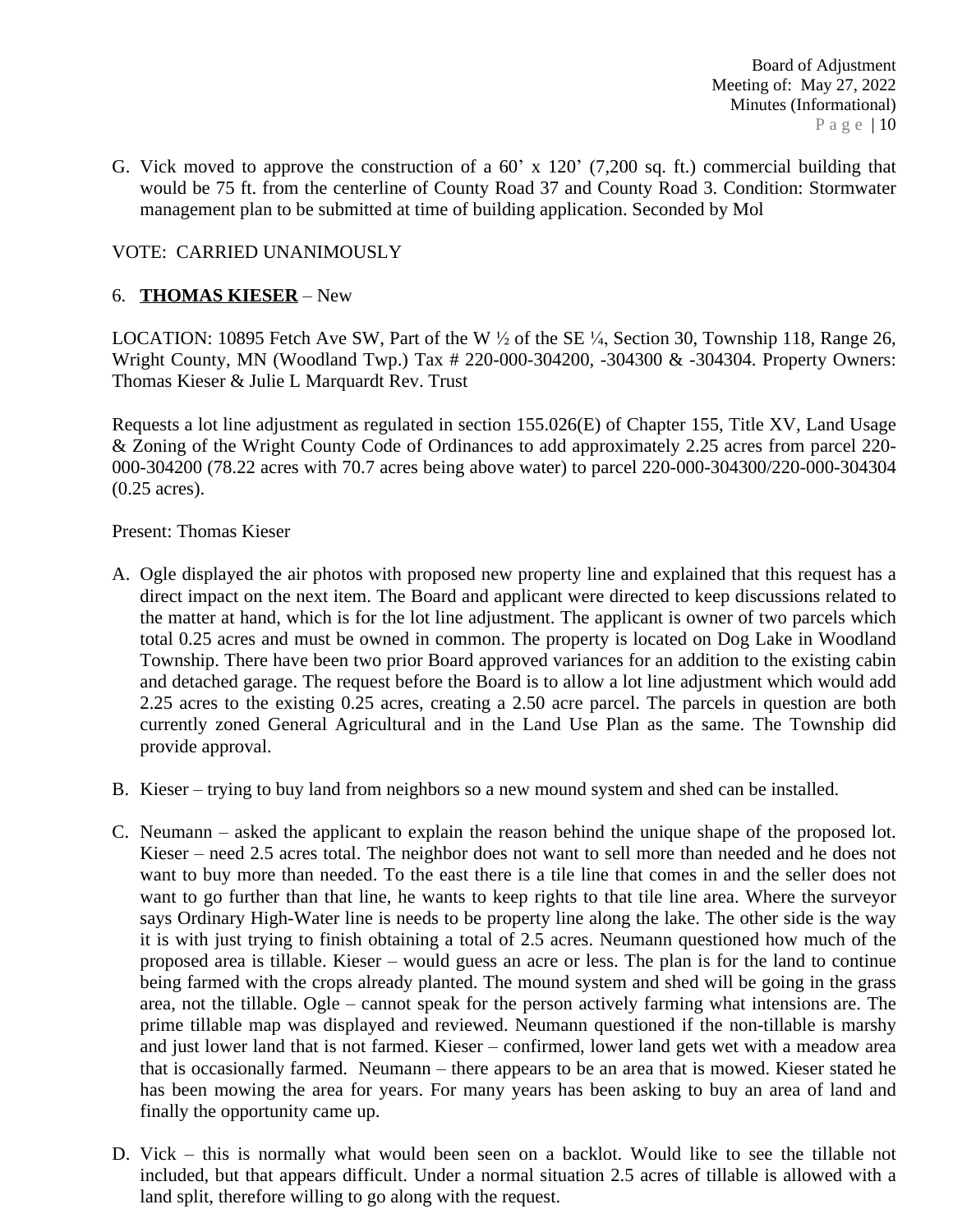G. Vick moved to approve the construction of a 60' x 120' (7,200 sq. ft.) commercial building that would be 75 ft. from the centerline of County Road 37 and County Road 3. Condition: Stormwater management plan to be submitted at time of building application. Seconded by Mol

VOTE: CARRIED UNANIMOUSLY

6. **THOMAS KIESER** – New

LOCATION: 10895 Fetch Ave SW, Part of the W ½ of the SE ¼, Section 30, Township 118, Range 26, Wright County, MN (Woodland Twp.) Tax # 220-000-304200, -304300 & -304304. Property Owners: Thomas Kieser & Julie L Marquardt Rev. Trust

Requests a lot line adjustment as regulated in section 155.026(E) of Chapter 155, Title XV, Land Usage & Zoning of the Wright County Code of Ordinances to add approximately 2.25 acres from parcel 220-000-304200 (78.22 acres with 70.7 acres being above water) to parcel 220-000-304300/220-000-304304 (0.25 acres).

Present: Thomas Kieser

A. Ogle displayed the air photos with proposed new property line and explained that this request has a direct impact on the next item. The Board and applicant were directed to keep discussions related to the matter at hand, which is for the lot line adjustment. The applicant is owner of two parcels which total 0.25 acres and must be owned in common. The property is located on Dog Lake in Woodland Township. There have been two prior Board approved variances for an addition to the existing cabin and detached garage. The request before the Board is to allow a lot line adjustment which would add 2.25 acres to the existing 0.25 acres, creating a 2.50 acre parcel. The parcels in question are both currently zoned General Agricultural and in the Land Use Plan as the same. The Township did provide approval.

B. Kieser – trying to buy land from neighbors so a new mound system and shed can be installed.

C. Neumann – asked the applicant to explain the reason behind the unique shape of the proposed lot. Kieser – need 2.5 acres total. The neighbor does not want to sell more than needed and he does not want to buy more than needed. To the east there is a tile line that comes in and the seller does not want to go further than that line, he wants to keep rights to that tile line area. Where the surveyor says Ordinary High-Water line is needs to be property line along the lake. The other side is the way it is with just trying to finish obtaining a total of 2.5 acres. Neumann questioned how much of the proposed area is tillable. Kieser – would guess an acre or less. The plan is for the land to continue being farmed with the crops already planted. The mound system and shed will be going in the grass area, not the tillable. Ogle – cannot speak for the person actively farming what intensions are. The prime tillable map was displayed and reviewed. Neumann questioned if the non-tillable is marshy and just lower land that is not farmed. Kieser – confirmed, lower land gets wet with a meadow area that is occasionally farmed. Neumann – there appears to be an area that is mowed. Kieser stated he has been mowing the area for years. For many years has been asking to buy an area of land and finally the opportunity came up.

D. Vick – this is normally what would been seen on a backlot. Would like to see the tillable not included, but that appears difficult. Under a normal situation 2.5 acres of tillable is allowed with a land split, therefore willing to go along with the request.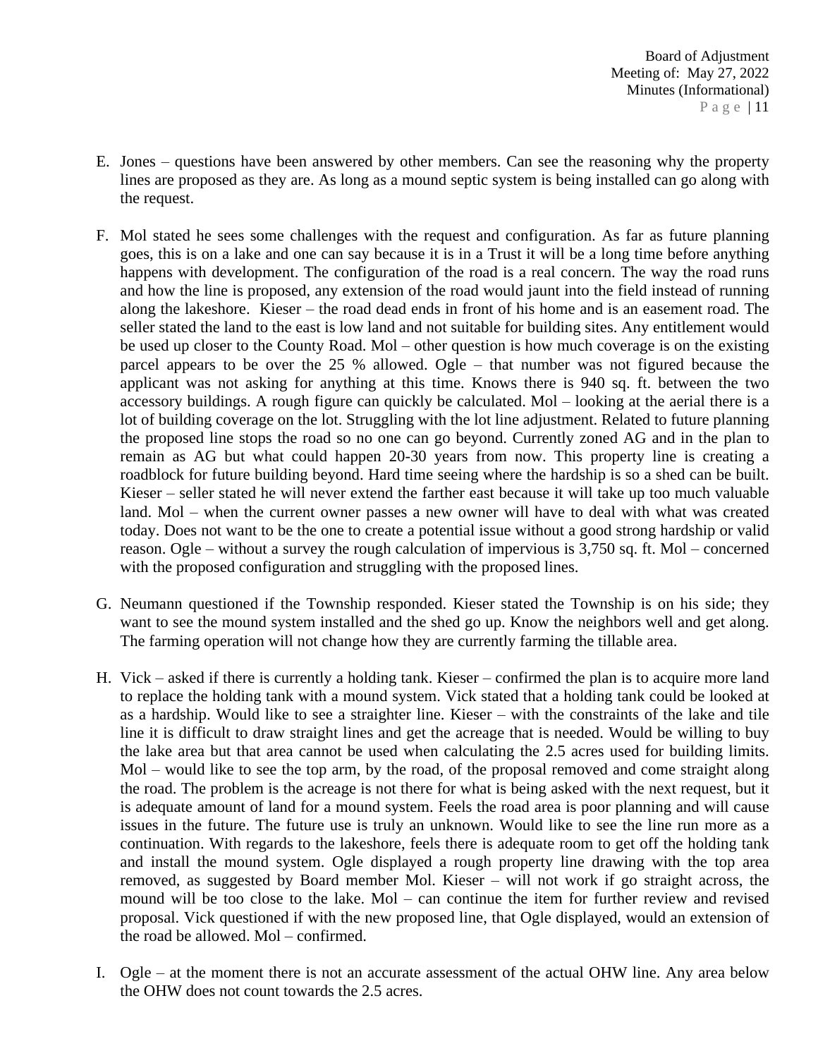E. Jones – questions have been answered by other members. Can see the reasoning why the property lines are proposed as they are. As long as a mound septic system is being installed can go along with the request.

F. Mol stated he sees some challenges with the request and configuration. As far as future planning goes, this is on a lake and one can say because it is in a Trust it will be a long time before anything happens with development. The configuration of the road is a real concern. The way the road runs and how the line is proposed, any extension of the road would jaunt into the field instead of running along the lakeshore. Kieser – the road dead ends in front of his home and is an easement road. The seller stated the land to the east is low land and not suitable for building sites. Any entitlement would be used up closer to the County Road. Mol – other question is how much coverage is on the existing parcel appears to be over the 25 % allowed. Ogle – that number was not figured because the applicant was not asking for anything at this time. Knows there is 940 sq. ft. between the two accessory buildings. A rough figure can quickly be calculated. Mol – looking at the aerial there is a lot of building coverage on the lot. Struggling with the lot line adjustment. Related to future planning the proposed line stops the road so no one can go beyond. Currently zoned AG and in the plan to remain as AG but what could happen 20-30 years from now. This property line is creating a roadblock for future building beyond. Hard time seeing where the hardship is so a shed can be built. Kieser – seller stated he will never extend the farther east because it will take up too much valuable land. Mol – when the current owner passes a new owner will have to deal with what was created today. Does not want to be the one to create a potential issue without a good strong hardship or valid reason. Ogle – without a survey the rough calculation of impervious is 3,750 sq. ft. Mol – concerned with the proposed configuration and struggling with the proposed lines.

G. Neumann questioned if the Township responded. Kieser stated the Township is on his side; they want to see the mound system installed and the shed go up. Know the neighbors well and get along. The farming operation will not change how they are currently farming the tillable area.

H. Vick – asked if there is currently a holding tank. Kieser – confirmed the plan is to acquire more land to replace the holding tank with a mound system. Vick stated that a holding tank could be looked at as a hardship. Would like to see a straighter line. Kieser – with the constraints of the lake and tile line it is difficult to draw straight lines and get the acreage that is needed. Would be willing to buy the lake area but that area cannot be used when calculating the 2.5 acres used for building limits. Mol – would like to see the top arm, by the road, of the proposal removed and come straight along the road. The problem is the acreage is not there for what is being asked with the next request, but it is adequate amount of land for a mound system. Feels the road area is poor planning and will cause issues in the future. The future use is truly an unknown. Would like to see the line run more as a continuation. With regards to the lakeshore, feels there is adequate room to get off the holding tank and install the mound system. Ogle displayed a rough property line drawing with the top area removed, as suggested by Board member Mol. Kieser – will not work if go straight across, the mound will be too close to the lake. Mol – can continue the item for further review and revised proposal. Vick questioned if with the new proposed line, that Ogle displayed, would an extension of the road be allowed. Mol – confirmed.

I. Ogle – at the moment there is not an accurate assessment of the actual OHW line. Any area below the OHW does not count towards the 2.5 acres.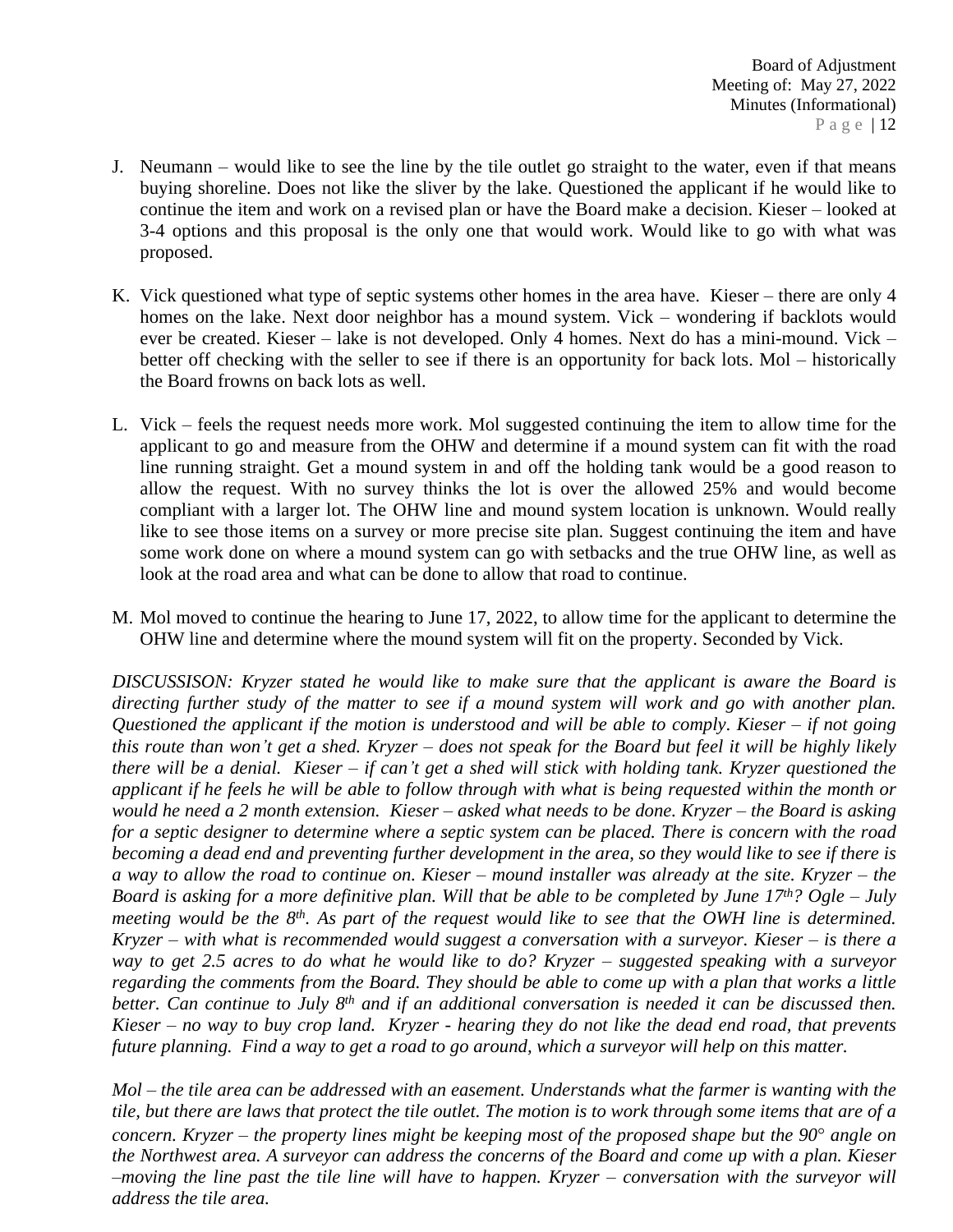J. Neumann – would like to see the line by the tile outlet go straight to the water, even if that means buying shoreline. Does not like the sliver by the lake. Questioned the applicant if he would like to continue the item and work on a revised plan or have the Board make a decision. Kieser – looked at 3-4 options and this proposal is the only one that would work. Would like to go with what was proposed.

K. Vick questioned what type of septic systems other homes in the area have. Kieser – there are only 4 homes on the lake. Next door neighbor has a mound system. Vick – wondering if backlots would ever be created. Kieser – lake is not developed. Only 4 homes. Next do has a mini-mound. Vick – better off checking with the seller to see if there is an opportunity for back lots. Mol – historically the Board frowns on back lots as well.

L. Vick – feels the request needs more work. Mol suggested continuing the item to allow time for the applicant to go and measure from the OHW and determine if a mound system can fit with the road line running straight. Get a mound system in and off the holding tank would be a good reason to allow the request. With no survey thinks the lot is over the allowed 25% and would become compliant with a larger lot. The OHW line and mound system location is unknown. Would really like to see those items on a survey or more precise site plan. Suggest continuing the item and have some work done on where a mound system can go with setbacks and the true OHW line, as well as look at the road area and what can be done to allow that road to continue.

M. Mol moved to continue the hearing to June 17, 2022, to allow time for the applicant to determine the OHW line and determine where the mound system will fit on the property. Seconded by Vick.

*DISCUSSISON: Kryzer stated he would like to make sure that the applicant is aware the Board is directing further study of the matter to see if a mound system will work and go with another plan. Questioned the applicant if the motion is understood and will be able to comply. Kieser – if not going this route than won't get a shed. Kryzer – does not speak for the Board but feel it will be highly likely there will be a denial. Kieser – if can't get a shed will stick with holding tank. Kryzer questioned the applicant if he feels he will be able to follow through with what is being requested within the month or would he need a 2 month extension. Kieser – asked what needs to be done. Kryzer – the Board is asking for a septic designer to determine where a septic system can be placed. There is concern with the road becoming a dead end and preventing further development in the area, so they would like to see if there is a way to allow the road to continue on. Kieser – mound installer was already at the site. Kryzer – the Board is asking for a more definitive plan. Will that be able to be completed by June 17th? Ogle – July meeting would be the 8th. As part of the request would like to see that the OWH line is determined. Kryzer – with what is recommended would suggest a conversation with a surveyor. Kieser – is there a way to get 2.5 acres to do what he would like to do? Kryzer – suggested speaking with a surveyor regarding the comments from the Board. They should be able to come up with a plan that works a little better. Can continue to July 8th and if an additional conversation is needed it can be discussed then. Kieser – no way to buy crop land. Kryzer - hearing they do not like the dead end road, that prevents future planning. Find a way to get a road to go around, which a surveyor will help on this matter.*

*Mol – the tile area can be addressed with an easement. Understands what the farmer is wanting with the tile, but there are laws that protect the tile outlet. The motion is to work through some items that are of a concern. Kryzer – the property lines might be keeping most of the proposed shape but the 90° angle on the Northwest area. A surveyor can address the concerns of the Board and come up with a plan. Kieser –moving the line past the tile line will have to happen. Kryzer – conversation with the surveyor will address the tile area.*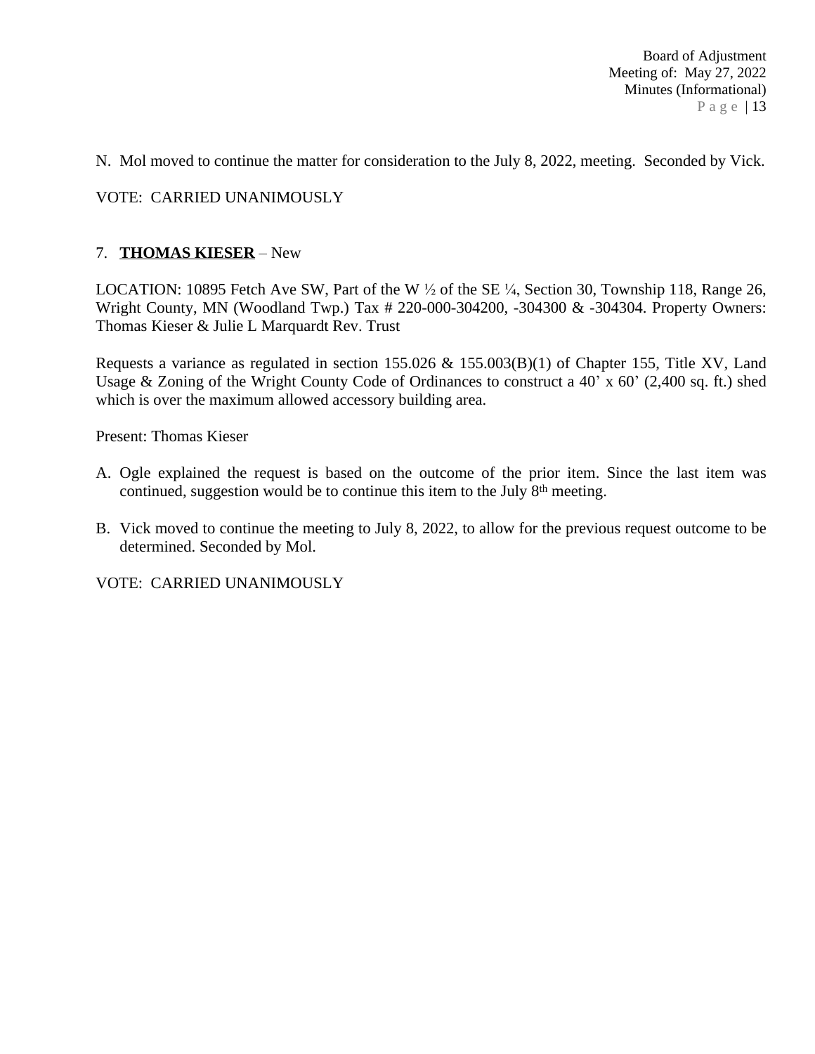N. Mol moved to continue the matter for consideration to the July 8, 2022, meeting. Seconded by Vick.

VOTE: CARRIED UNANIMOUSLY

7. **THOMAS KIESER** – New

LOCATION: 10895 Fetch Ave SW, Part of the W ½ of the SE ¼, Section 30, Township 118, Range 26, Wright County, MN (Woodland Twp.) Tax # 220-000-304200, -304300 & -304304. Property Owners: Thomas Kieser & Julie L Marquardt Rev. Trust

Requests a variance as regulated in section 155.026 & 155.003(B)(1) of Chapter 155, Title XV, Land Usage & Zoning of the Wright County Code of Ordinances to construct a 40' x 60' (2,400 sq. ft.) shed which is over the maximum allowed accessory building area.

Present: Thomas Kieser

A. Ogle explained the request is based on the outcome of the prior item. Since the last item was continued, suggestion would be to continue this item to the July 8th meeting.

B. Vick moved to continue the meeting to July 8, 2022, to allow for the previous request outcome to be determined. Seconded by Mol.

VOTE: CARRIED UNANIMOUSLY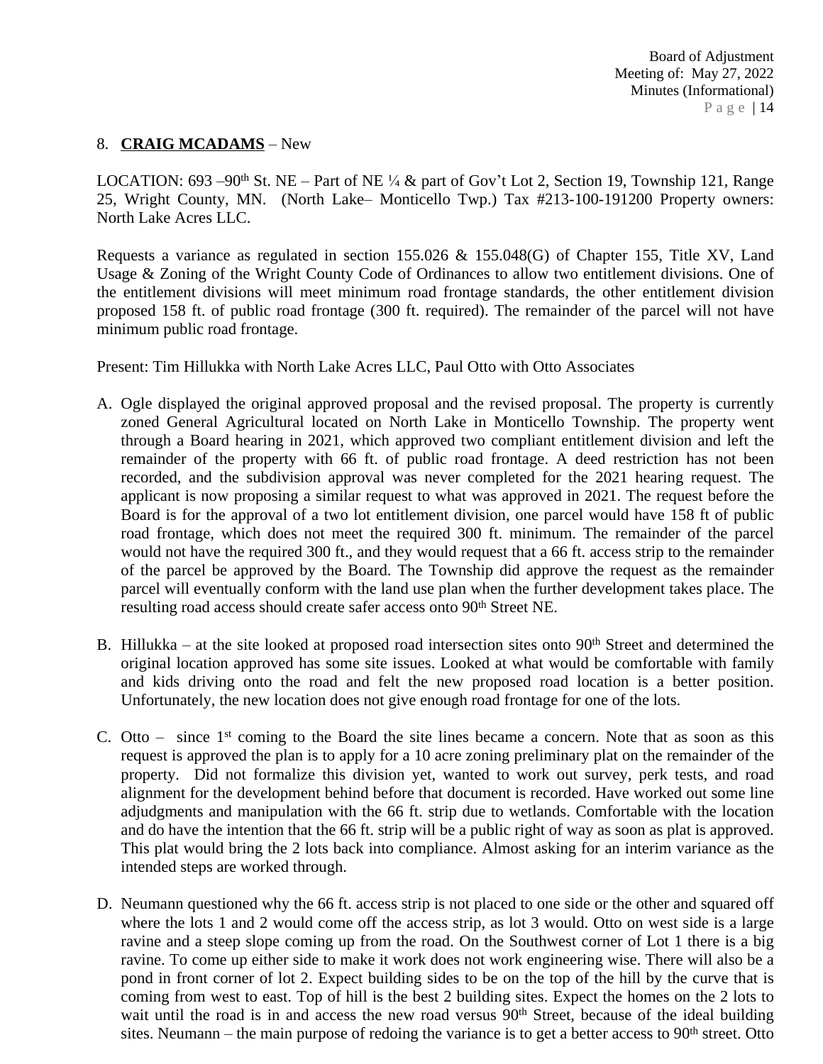8. **CRAIG MCADAMS** – New

LOCATION: 693 –90th St. NE – Part of NE ¼ & part of Gov't Lot 2, Section 19, Township 121, Range 25, Wright County, MN. (North Lake– Monticello Twp.) Tax #213-100-191200 Property owners: North Lake Acres LLC.

Requests a variance as regulated in section 155.026 & 155.048(G) of Chapter 155, Title XV, Land Usage & Zoning of the Wright County Code of Ordinances to allow two entitlement divisions. One of the entitlement divisions will meet minimum road frontage standards, the other entitlement division proposed 158 ft. of public road frontage (300 ft. required). The remainder of the parcel will not have minimum public road frontage.

Present: Tim Hillukka with North Lake Acres LLC, Paul Otto with Otto Associates

A. Ogle displayed the original approved proposal and the revised proposal. The property is currently zoned General Agricultural located on North Lake in Monticello Township. The property went through a Board hearing in 2021, which approved two compliant entitlement division and left the remainder of the property with 66 ft. of public road frontage. A deed restriction has not been recorded, and the subdivision approval was never completed for the 2021 hearing request. The applicant is now proposing a similar request to what was approved in 2021. The request before the Board is for the approval of a two lot entitlement division, one parcel would have 158 ft of public road frontage, which does not meet the required 300 ft. minimum. The remainder of the parcel would not have the required 300 ft., and they would request that a 66 ft. access strip to the remainder of the parcel be approved by the Board. The Township did approve the request as the remainder parcel will eventually conform with the land use plan when the further development takes place. The resulting road access should create safer access onto 90th Street NE.

B. Hillukka – at the site looked at proposed road intersection sites onto 90th Street and determined the original location approved has some site issues. Looked at what would be comfortable with family and kids driving onto the road and felt the new proposed road location is a better position. Unfortunately, the new location does not give enough road frontage for one of the lots.

C. Otto – since 1st coming to the Board the site lines became a concern. Note that as soon as this request is approved the plan is to apply for a 10 acre zoning preliminary plat on the remainder of the property. Did not formalize this division yet, wanted to work out survey, perk tests, and road alignment for the development behind before that document is recorded. Have worked out some line adjudgments and manipulation with the 66 ft. strip due to wetlands. Comfortable with the location and do have the intention that the 66 ft. strip will be a public right of way as soon as plat is approved. This plat would bring the 2 lots back into compliance. Almost asking for an interim variance as the intended steps are worked through.

D. Neumann questioned why the 66 ft. access strip is not placed to one side or the other and squared off where the lots 1 and 2 would come off the access strip, as lot 3 would. Otto on west side is a large ravine and a steep slope coming up from the road. On the Southwest corner of Lot 1 there is a big ravine. To come up either side to make it work does not work engineering wise. There will also be a pond in front corner of lot 2. Expect building sides to be on the top of the hill by the curve that is coming from west to east. Top of hill is the best 2 building sites. Expect the homes on the 2 lots to wait until the road is in and access the new road versus 90th Street, because of the ideal building sites. Neumann – the main purpose of redoing the variance is to get a better access to 90th street. Otto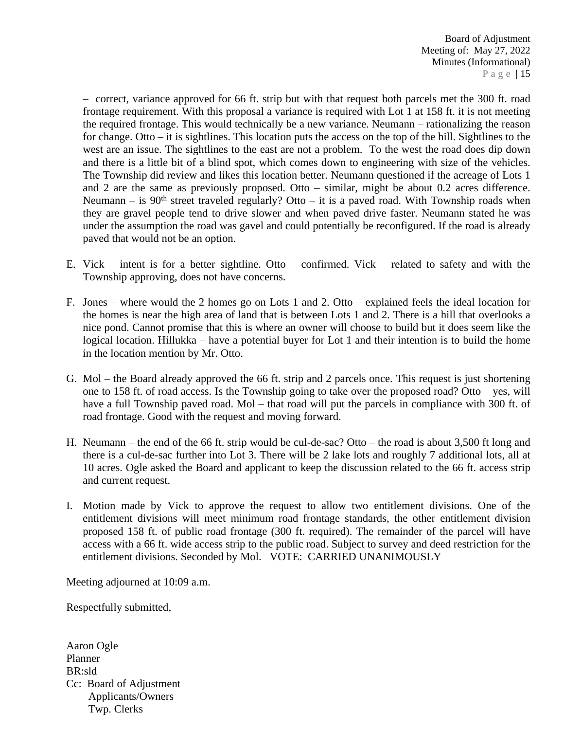– correct, variance approved for 66 ft. strip but with that request both parcels met the 300 ft. road frontage requirement. With this proposal a variance is required with Lot 1 at 158 ft. it is not meeting the required frontage. This would technically be a new variance. Neumann – rationalizing the reason for change. Otto – it is sightlines. This location puts the access on the top of the hill. Sightlines to the west are an issue. The sightlines to the east are not a problem. To the west the road does dip down and there is a little bit of a blind spot, which comes down to engineering with size of the vehicles. The Township did review and likes this location better. Neumann questioned if the acreage of Lots 1 and 2 are the same as previously proposed. Otto – similar, might be about 0.2 acres difference. Neumann – is 90th street traveled regularly? Otto – it is a paved road. With Township roads when they are gravel people tend to drive slower and when paved drive faster. Neumann stated he was under the assumption the road was gavel and could potentially be reconfigured. If the road is already paved that would not be an option.

E. Vick – intent is for a better sightline. Otto – confirmed. Vick – related to safety and with the Township approving, does not have concerns.

F. Jones – where would the 2 homes go on Lots 1 and 2. Otto – explained feels the ideal location for the homes is near the high area of land that is between Lots 1 and 2. There is a hill that overlooks a nice pond. Cannot promise that this is where an owner will choose to build but it does seem like the logical location. Hillukka – have a potential buyer for Lot 1 and their intention is to build the home in the location mention by Mr. Otto.

G. Mol – the Board already approved the 66 ft. strip and 2 parcels once. This request is just shortening one to 158 ft. of road access. Is the Township going to take over the proposed road? Otto – yes, will have a full Township paved road. Mol – that road will put the parcels in compliance with 300 ft. of road frontage. Good with the request and moving forward.

H. Neumann – the end of the 66 ft. strip would be cul-de-sac? Otto – the road is about 3,500 ft long and there is a cul-de-sac further into Lot 3. There will be 2 lake lots and roughly 7 additional lots, all at 10 acres. Ogle asked the Board and applicant to keep the discussion related to the 66 ft. access strip and current request.

I. Motion made by Vick to approve the request to allow two entitlement divisions. One of the entitlement divisions will meet minimum road frontage standards, the other entitlement division proposed 158 ft. of public road frontage (300 ft. required). The remainder of the parcel will have access with a 66 ft. wide access strip to the public road. Subject to survey and deed restriction for the entitlement divisions. Seconded by Mol. VOTE: CARRIED UNANIMOUSLY

Meeting adjourned at 10:09 a.m.

Respectfully submitted,

Aaron Ogle
Planner
BR:sld
Cc: Board of Adjustment
Applicants/Owners
Twp. Clerks